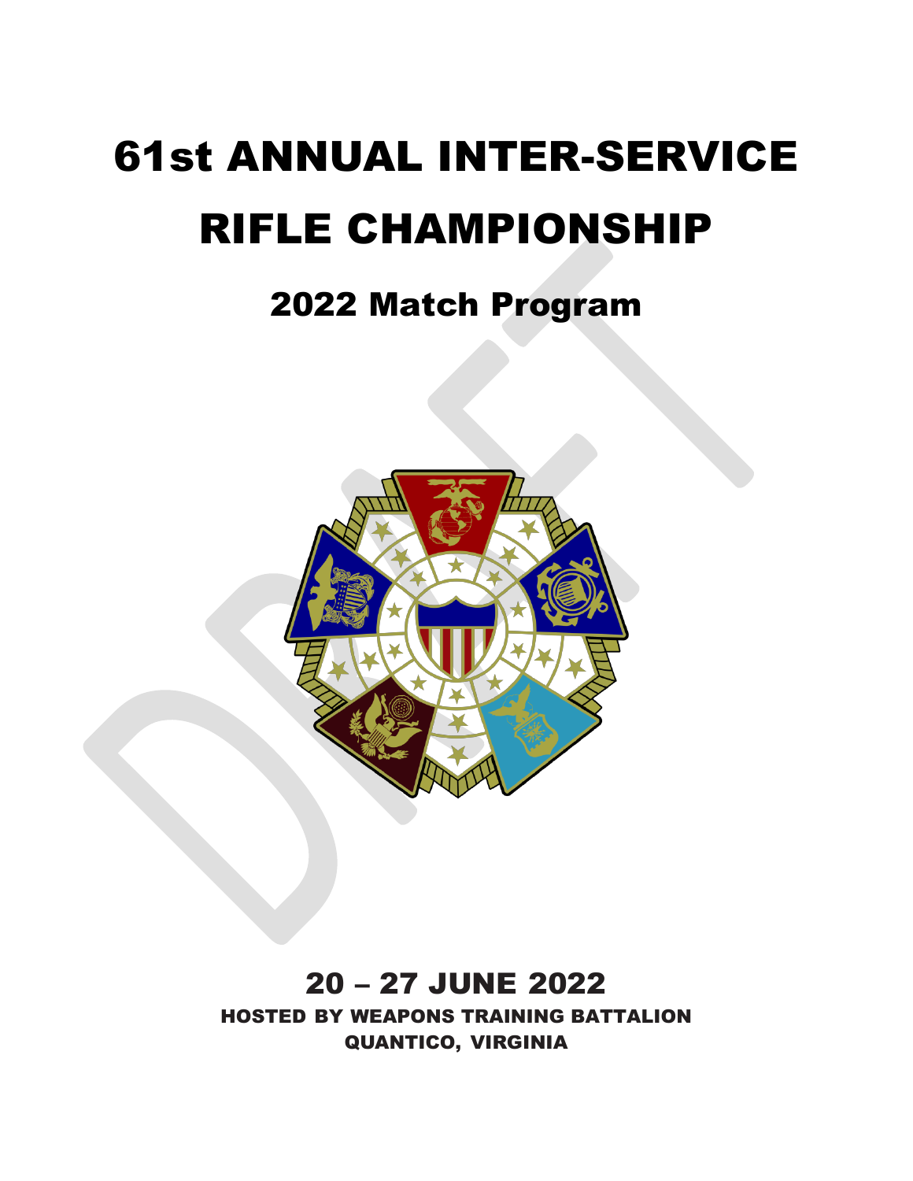# 61st ANNUAL INTER-SERVICE RIFLE CHAMPIONSHIP

## 2022 Match Program

## 20 – 27 JUNE 2022

**HOSTED BY WEAPONS TRAINING BATTALION**
**QUANTICO, VIRGINIA**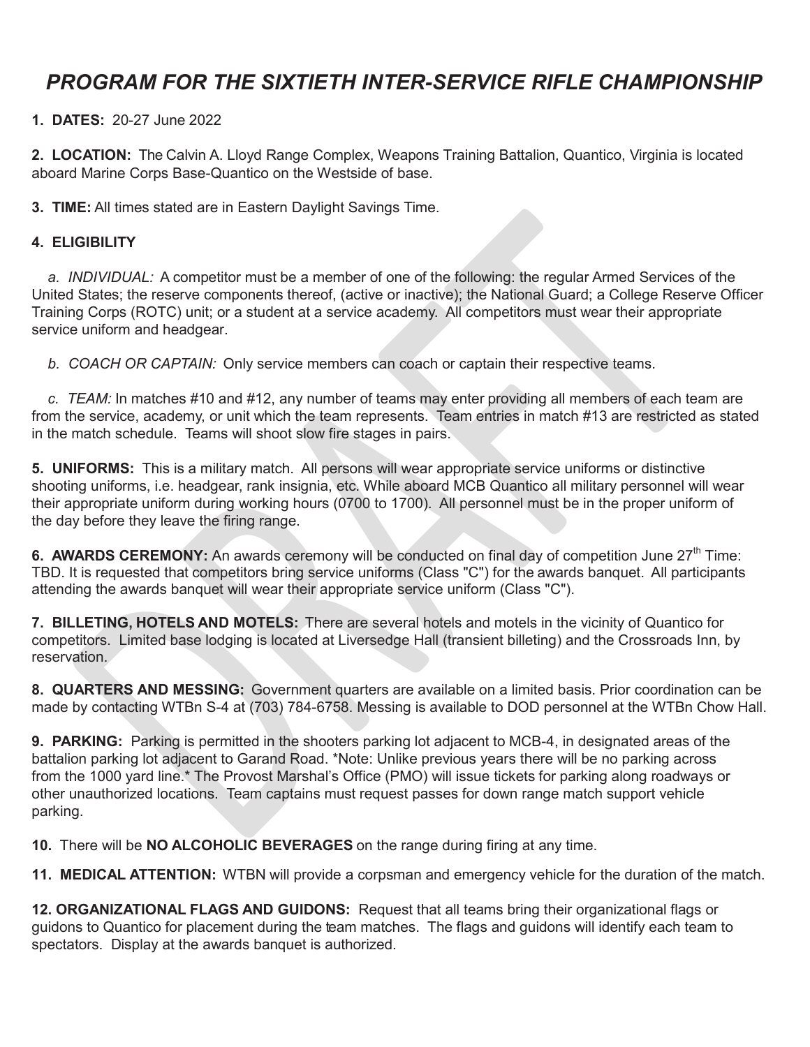# *PROGRAM FOR THE SIXTIETH INTER-SERVICE RIFLE CHAMPIONSHIP*

**1. DATES:** 20-27 June 2022

**2. LOCATION:** The Calvin A. Lloyd Range Complex, Weapons Training Battalion, Quantico, Virginia is located aboard Marine Corps Base-Quantico on the Westside of base.

**3. TIME:** All times stated are in Eastern Daylight Savings Time.

**4. ELIGIBILITY**

*a. INDIVIDUAL:* A competitor must be a member of one of the following: the regular Armed Services of the United States; the reserve components thereof, (active or inactive); the National Guard; a College Reserve Officer Training Corps (ROTC) unit; or a student at a service academy. All competitors must wear their appropriate service uniform and headgear.

*b. COACH OR CAPTAIN:* Only service members can coach or captain their respective teams.

*c. TEAM:* In matches #10 and #12, any number of teams may enter providing all members of each team are from the service, academy, or unit which the team represents. Team entries in match #13 are restricted as stated in the match schedule. Teams will shoot slow fire stages in pairs.

**5. UNIFORMS:** This is a military match. All persons will wear appropriate service uniforms or distinctive shooting uniforms, i.e. headgear, rank insignia, etc. While aboard MCB Quantico all military personnel will wear their appropriate uniform during working hours (0700 to 1700). All personnel must be in the proper uniform of the day before they leave the firing range.

**6. AWARDS CEREMONY:** An awards ceremony will be conducted on final day of competition June 27th Time: TBD. It is requested that competitors bring service uniforms (Class "C") for the awards banquet. All participants attending the awards banquet will wear their appropriate service uniform (Class "C").

**7. BILLETING, HOTELS AND MOTELS:** There are several hotels and motels in the vicinity of Quantico for competitors. Limited base lodging is located at Liversedge Hall (transient billeting) and the Crossroads Inn, by reservation.

**8. QUARTERS AND MESSING:** Government quarters are available on a limited basis. Prior coordination can be made by contacting WTBn S-4 at (703) 784-6758. Messing is available to DOD personnel at the WTBn Chow Hall.

**9. PARKING:** Parking is permitted in the shooters parking lot adjacent to MCB-4, in designated areas of the battalion parking lot adjacent to Garand Road. *Note: Unlike previous years there will be no parking across from the 1000 yard line.* The Provost Marshal's Office (PMO) will issue tickets for parking along roadways or other unauthorized locations. Team captains must request passes for down range match support vehicle parking.

**10.** There will be **NO ALCOHOLIC BEVERAGES** on the range during firing at any time.

**11. MEDICAL ATTENTION:** WTBN will provide a corpsman and emergency vehicle for the duration of the match.

**12. ORGANIZATIONAL FLAGS AND GUIDONS:** Request that all teams bring their organizational flags or guidons to Quantico for placement during the team matches. The flags and guidons will identify each team to spectators. Display at the awards banquet is authorized.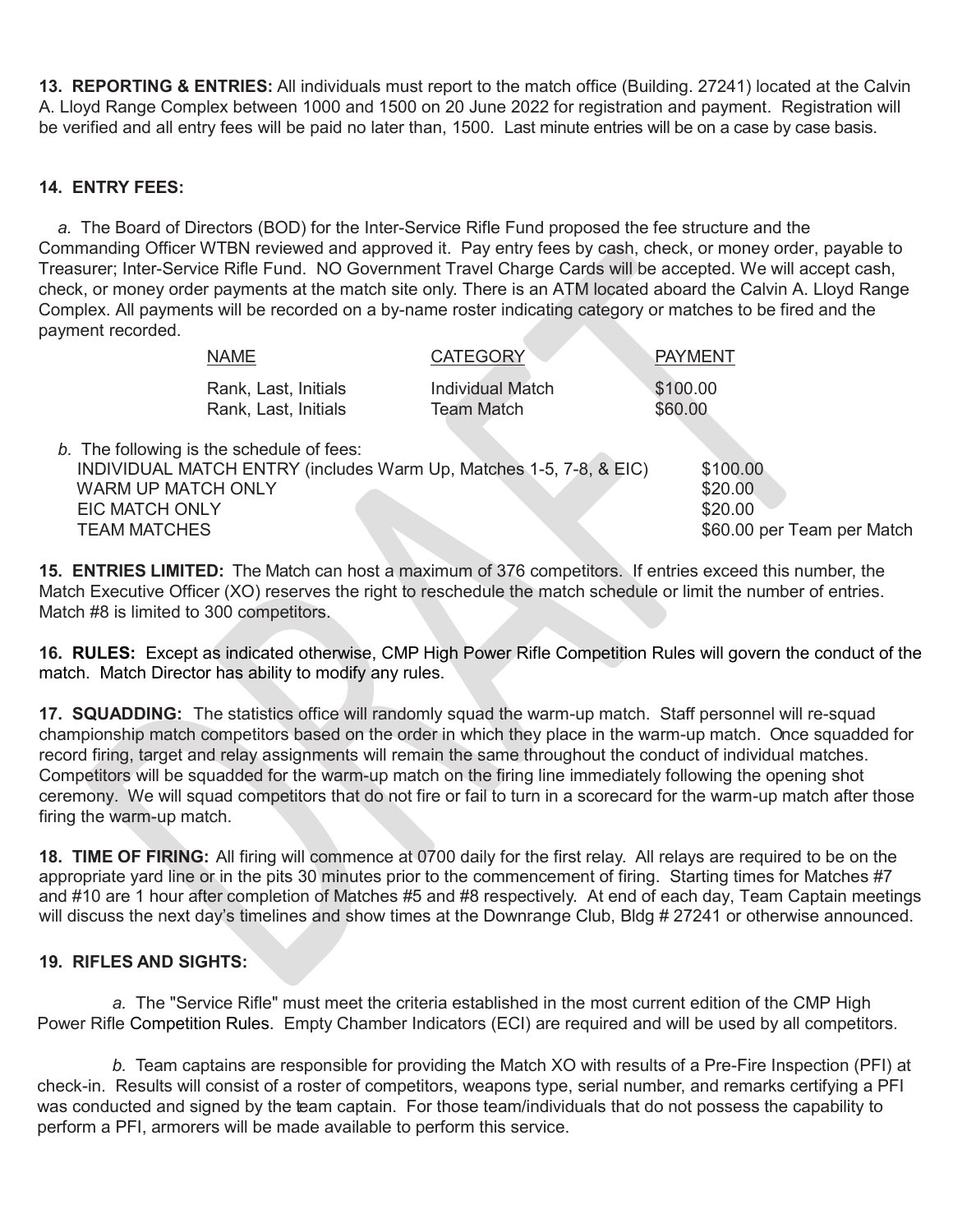**13. REPORTING & ENTRIES:** All individuals must report to the match office (Building. 27241) located at the Calvin A. Lloyd Range Complex between 1000 and 1500 on 20 June 2022 for registration and payment. Registration will be verified and all entry fees will be paid no later than, 1500. Last minute entries will be on a case by case basis.

**14. ENTRY FEES:**

*a.* The Board of Directors (BOD) for the Inter-Service Rifle Fund proposed the fee structure and the Commanding Officer WTBN reviewed and approved it. Pay entry fees by cash, check, or money order, payable to Treasurer; Inter-Service Rifle Fund. NO Government Travel Charge Cards will be accepted. We will accept cash, check, or money order payments at the match site only. There is an ATM located aboard the Calvin A. Lloyd Range Complex. All payments will be recorded on a by-name roster indicating category or matches to be fired and the payment recorded.

| NAME | CATEGORY | PAYMENT |
|---|---|---|
| Rank, Last, Initials | Individual Match | $100.00 |
| Rank, Last, Initials | Team Match | $60.00 |

*b.* The following is the schedule of fees:

| | |
|---|---|
| INDIVIDUAL MATCH ENTRY (includes Warm Up, Matches 1-5, 7-8, & EIC) | $100.00 |
| WARM UP MATCH ONLY | $20.00 |
| EIC MATCH ONLY | $20.00 |
| TEAM MATCHES | $60.00 per Team per Match |

**15. ENTRIES LIMITED:** The Match can host a maximum of 376 competitors. If entries exceed this number, the Match Executive Officer (XO) reserves the right to reschedule the match schedule or limit the number of entries. Match #8 is limited to 300 competitors.

**16. RULES:** Except as indicated otherwise, CMP High Power Rifle Competition Rules will govern the conduct of the match. Match Director has ability to modify any rules.

**17. SQUADDING:** The statistics office will randomly squad the warm-up match. Staff personnel will re-squad championship match competitors based on the order in which they place in the warm-up match. Once squadded for record firing, target and relay assignments will remain the same throughout the conduct of individual matches. Competitors will be squadded for the warm-up match on the firing line immediately following the opening shot ceremony. We will squad competitors that do not fire or fail to turn in a scorecard for the warm-up match after those firing the warm-up match.

**18. TIME OF FIRING:** All firing will commence at 0700 daily for the first relay. All relays are required to be on the appropriate yard line or in the pits 30 minutes prior to the commencement of firing. Starting times for Matches #7 and #10 are 1 hour after completion of Matches #5 and #8 respectively. At end of each day, Team Captain meetings will discuss the next day's timelines and show times at the Downrange Club, Bldg # 27241 or otherwise announced.

**19. RIFLES AND SIGHTS:**

*a.* The "Service Rifle" must meet the criteria established in the most current edition of the CMP High Power Rifle Competition Rules. Empty Chamber Indicators (ECI) are required and will be used by all competitors.

*b.* Team captains are responsible for providing the Match XO with results of a Pre-Fire Inspection (PFI) at check-in. Results will consist of a roster of competitors, weapons type, serial number, and remarks certifying a PFI was conducted and signed by the team captain. For those team/individuals that do not possess the capability to perform a PFI, armorers will be made available to perform this service.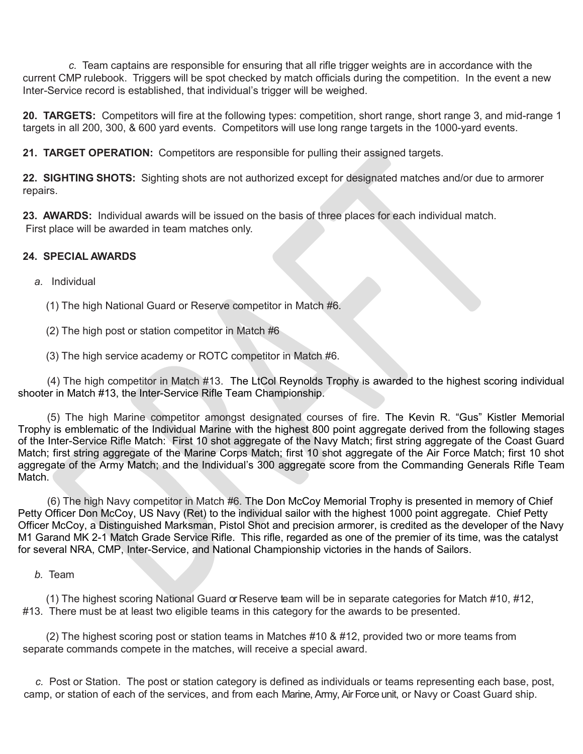*c.* Team captains are responsible for ensuring that all rifle trigger weights are in accordance with the current CMP rulebook. Triggers will be spot checked by match officials during the competition. In the event a new Inter-Service record is established, that individual's trigger will be weighed.

**20. TARGETS:** Competitors will fire at the following types: competition, short range, short range 3, and mid-range 1 targets in all 200, 300, & 600 yard events. Competitors will use long range targets in the 1000-yard events.

**21. TARGET OPERATION:** Competitors are responsible for pulling their assigned targets.

**22. SIGHTING SHOTS:** Sighting shots are not authorized except for designated matches and/or due to armorer repairs.

**23. AWARDS:** Individual awards will be issued on the basis of three places for each individual match. First place will be awarded in team matches only.

**24. SPECIAL AWARDS**

*a.* Individual

(1) The high National Guard or Reserve competitor in Match #6.

(2) The high post or station competitor in Match #6

(3) The high service academy or ROTC competitor in Match #6.

(4) The high competitor in Match #13. The LtCol Reynolds Trophy is awarded to the highest scoring individual shooter in Match #13, the Inter-Service Rifle Team Championship.

(5) The high Marine competitor amongst designated courses of fire. The Kevin R. "Gus" Kistler Memorial Trophy is emblematic of the Individual Marine with the highest 800 point aggregate derived from the following stages of the Inter-Service Rifle Match: First 10 shot aggregate of the Navy Match; first string aggregate of the Coast Guard Match; first string aggregate of the Marine Corps Match; first 10 shot aggregate of the Air Force Match; first 10 shot aggregate of the Army Match; and the Individual's 300 aggregate score from the Commanding Generals Rifle Team Match.

(6) The high Navy competitor in Match #6. The Don McCoy Memorial Trophy is presented in memory of Chief Petty Officer Don McCoy, US Navy (Ret) to the individual sailor with the highest 1000 point aggregate. Chief Petty Officer McCoy, a Distinguished Marksman, Pistol Shot and precision armorer, is credited as the developer of the Navy M1 Garand MK 2-1 Match Grade Service Rifle. This rifle, regarded as one of the premier of its time, was the catalyst for several NRA, CMP, Inter-Service, and National Championship victories in the hands of Sailors.

*b.* Team

(1) The highest scoring National Guard or Reserve team will be in separate categories for Match #10, #12, #13. There must be at least two eligible teams in this category for the awards to be presented.

(2) The highest scoring post or station teams in Matches #10 & #12, provided two or more teams from separate commands compete in the matches, will receive a special award.

*c.* Post or Station. The post or station category is defined as individuals or teams representing each base, post, camp, or station of each of the services, and from each Marine, Army, Air Force unit, or Navy or Coast Guard ship.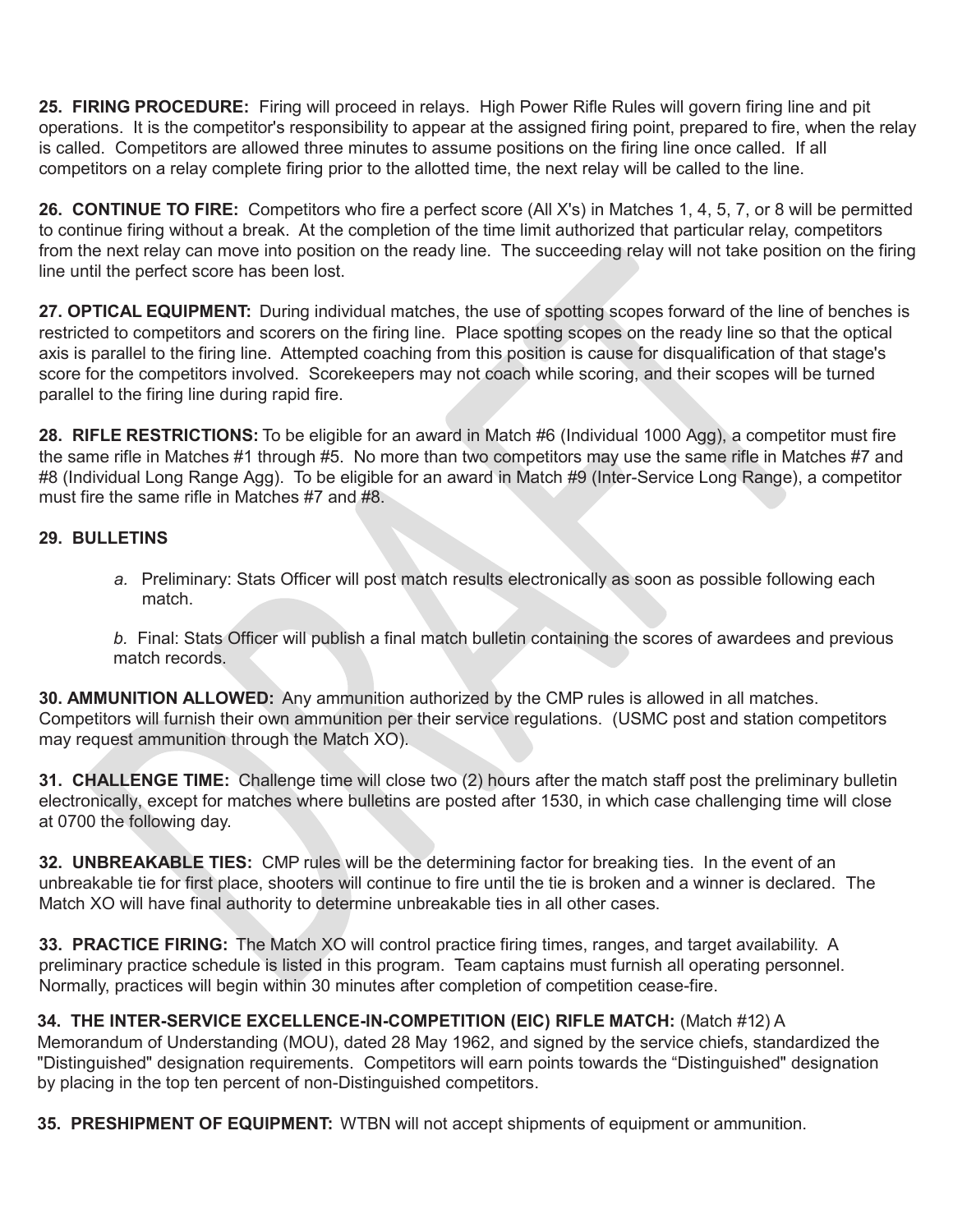**25. FIRING PROCEDURE:** Firing will proceed in relays. High Power Rifle Rules will govern firing line and pit operations. It is the competitor's responsibility to appear at the assigned firing point, prepared to fire, when the relay is called. Competitors are allowed three minutes to assume positions on the firing line once called. If all competitors on a relay complete firing prior to the allotted time, the next relay will be called to the line.

**26. CONTINUE TO FIRE:** Competitors who fire a perfect score (All X's) in Matches 1, 4, 5, 7, or 8 will be permitted to continue firing without a break. At the completion of the time limit authorized that particular relay, competitors from the next relay can move into position on the ready line. The succeeding relay will not take position on the firing line until the perfect score has been lost.

**27. OPTICAL EQUIPMENT:** During individual matches, the use of spotting scopes forward of the line of benches is restricted to competitors and scorers on the firing line. Place spotting scopes on the ready line so that the optical axis is parallel to the firing line. Attempted coaching from this position is cause for disqualification of that stage's score for the competitors involved. Scorekeepers may not coach while scoring, and their scopes will be turned parallel to the firing line during rapid fire.

**28. RIFLE RESTRICTIONS:** To be eligible for an award in Match #6 (Individual 1000 Agg), a competitor must fire the same rifle in Matches #1 through #5. No more than two competitors may use the same rifle in Matches #7 and #8 (Individual Long Range Agg). To be eligible for an award in Match #9 (Inter-Service Long Range), a competitor must fire the same rifle in Matches #7 and #8.

**29. BULLETINS**

*a.* Preliminary: Stats Officer will post match results electronically as soon as possible following each match.

*b.* Final: Stats Officer will publish a final match bulletin containing the scores of awardees and previous match records.

**30. AMMUNITION ALLOWED:** Any ammunition authorized by the CMP rules is allowed in all matches. Competitors will furnish their own ammunition per their service regulations. (USMC post and station competitors may request ammunition through the Match XO).

**31. CHALLENGE TIME:** Challenge time will close two (2) hours after the match staff post the preliminary bulletin electronically, except for matches where bulletins are posted after 1530, in which case challenging time will close at 0700 the following day.

**32. UNBREAKABLE TIES:** CMP rules will be the determining factor for breaking ties. In the event of an unbreakable tie for first place, shooters will continue to fire until the tie is broken and a winner is declared. The Match XO will have final authority to determine unbreakable ties in all other cases.

**33. PRACTICE FIRING:** The Match XO will control practice firing times, ranges, and target availability. A preliminary practice schedule is listed in this program. Team captains must furnish all operating personnel. Normally, practices will begin within 30 minutes after completion of competition cease-fire.

**34. THE INTER-SERVICE EXCELLENCE-IN-COMPETITION (EIC) RIFLE MATCH:** (Match #12) A Memorandum of Understanding (MOU), dated 28 May 1962, and signed by the service chiefs, standardized the "Distinguished" designation requirements. Competitors will earn points towards the "Distinguished" designation by placing in the top ten percent of non-Distinguished competitors.

**35. PRESHIPMENT OF EQUIPMENT:** WTBN will not accept shipments of equipment or ammunition.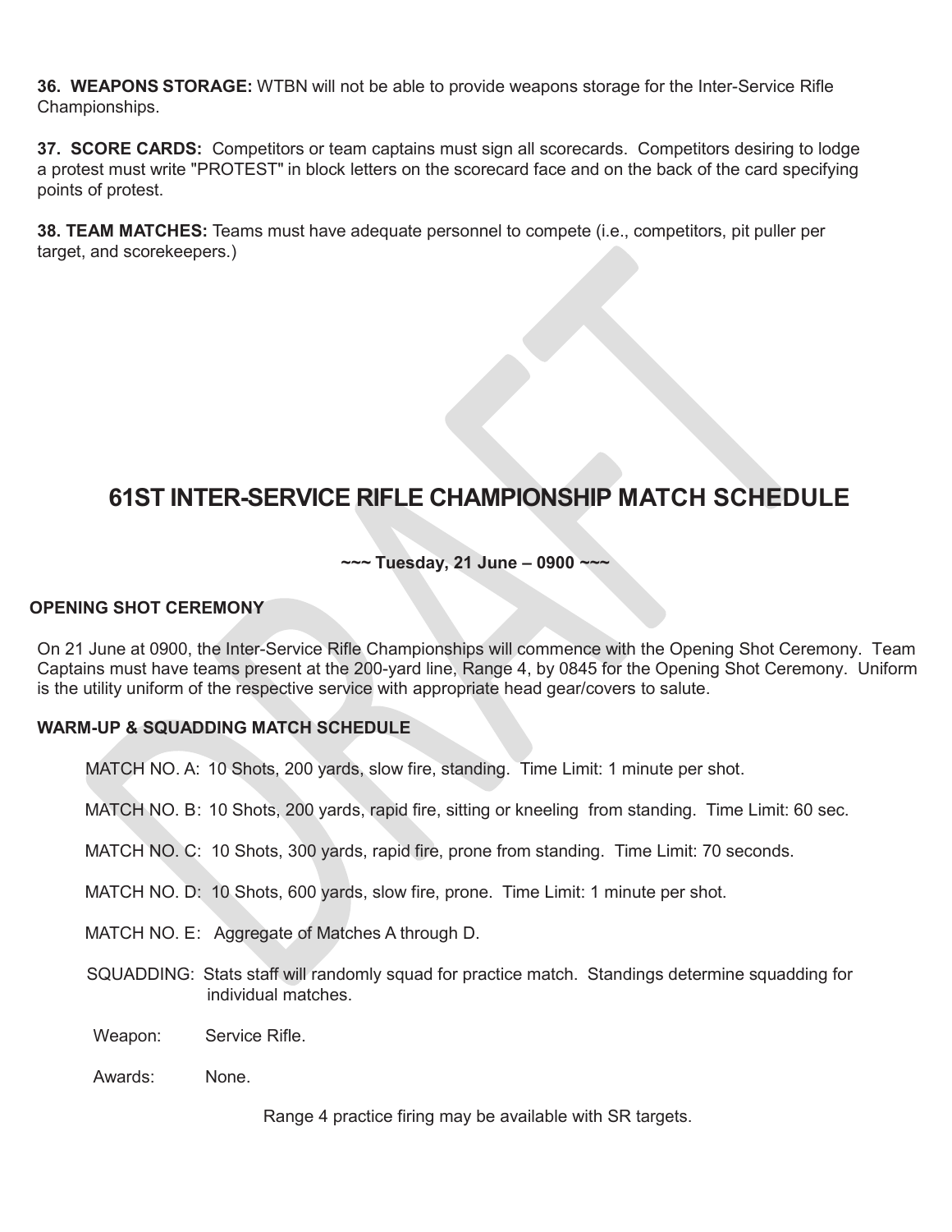**36. WEAPONS STORAGE:** WTBN will not be able to provide weapons storage for the Inter-Service Rifle Championships.

**37. SCORE CARDS:** Competitors or team captains must sign all scorecards. Competitors desiring to lodge a protest must write "PROTEST" in block letters on the scorecard face and on the back of the card specifying points of protest.

**38. TEAM MATCHES:** Teams must have adequate personnel to compete (i.e., competitors, pit puller per target, and scorekeepers.)

# 61ST INTER-SERVICE RIFLE CHAMPIONSHIP MATCH SCHEDULE

**~~~ Tuesday, 21 June – 0900 ~~~**

### OPENING SHOT CEREMONY

On 21 June at 0900, the Inter-Service Rifle Championships will commence with the Opening Shot Ceremony. Team Captains must have teams present at the 200-yard line, Range 4, by 0845 for the Opening Shot Ceremony. Uniform is the utility uniform of the respective service with appropriate head gear/covers to salute.

### WARM-UP & SQUADDING MATCH SCHEDULE

MATCH NO. A: 10 Shots, 200 yards, slow fire, standing. Time Limit: 1 minute per shot.

MATCH NO. B: 10 Shots, 200 yards, rapid fire, sitting or kneeling from standing. Time Limit: 60 sec.

MATCH NO. C: 10 Shots, 300 yards, rapid fire, prone from standing. Time Limit: 70 seconds.

MATCH NO. D: 10 Shots, 600 yards, slow fire, prone. Time Limit: 1 minute per shot.

MATCH NO. E: Aggregate of Matches A through D.

SQUADDING: Stats staff will randomly squad for practice match. Standings determine squadding for individual matches.

Weapon: Service Rifle.

Awards: None.

Range 4 practice firing may be available with SR targets.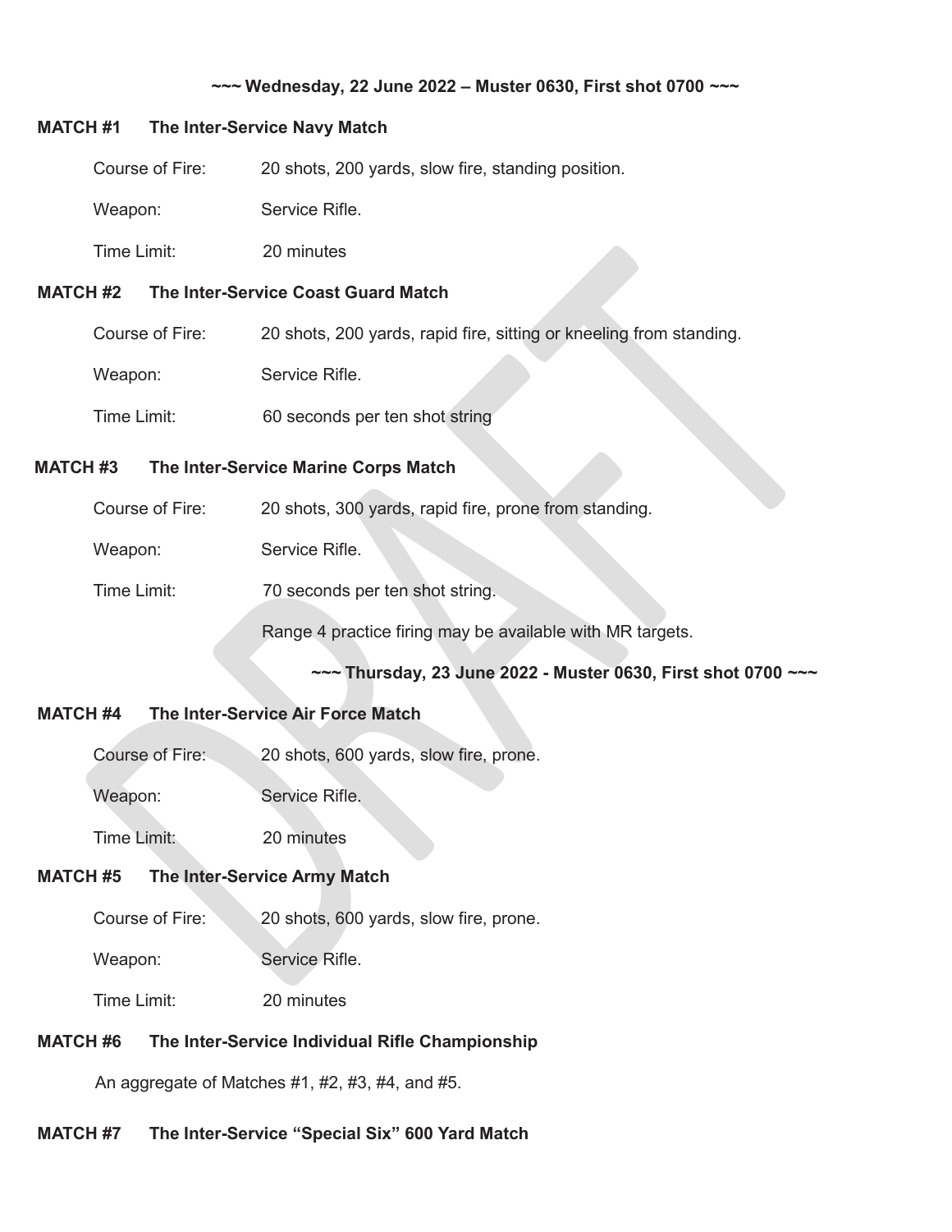**~~~ Wednesday, 22 June 2022 – Muster 0630, First shot 0700 ~~~**

**MATCH #1 The Inter-Service Navy Match**

Course of Fire: 20 shots, 200 yards, slow fire, standing position.

Weapon: Service Rifle.

Time Limit: 20 minutes

**MATCH #2 The Inter-Service Coast Guard Match**

Course of Fire: 20 shots, 200 yards, rapid fire, sitting or kneeling from standing.

Weapon: Service Rifle.

Time Limit: 60 seconds per ten shot string

**MATCH #3 The Inter-Service Marine Corps Match**

Course of Fire: 20 shots, 300 yards, rapid fire, prone from standing.

Weapon: Service Rifle.

Time Limit: 70 seconds per ten shot string.

Range 4 practice firing may be available with MR targets.

**~~~ Thursday, 23 June 2022 - Muster 0630, First shot 0700 ~~~**

**MATCH #4 The Inter-Service Air Force Match**

Course of Fire: 20 shots, 600 yards, slow fire, prone.

Weapon: Service Rifle.

Time Limit: 20 minutes

**MATCH #5 The Inter-Service Army Match**

Course of Fire: 20 shots, 600 yards, slow fire, prone.

Weapon: Service Rifle.

Time Limit: 20 minutes

**MATCH #6 The Inter-Service Individual Rifle Championship**

An aggregate of Matches #1, #2, #3, #4, and #5.

**MATCH #7 The Inter-Service "Special Six" 600 Yard Match**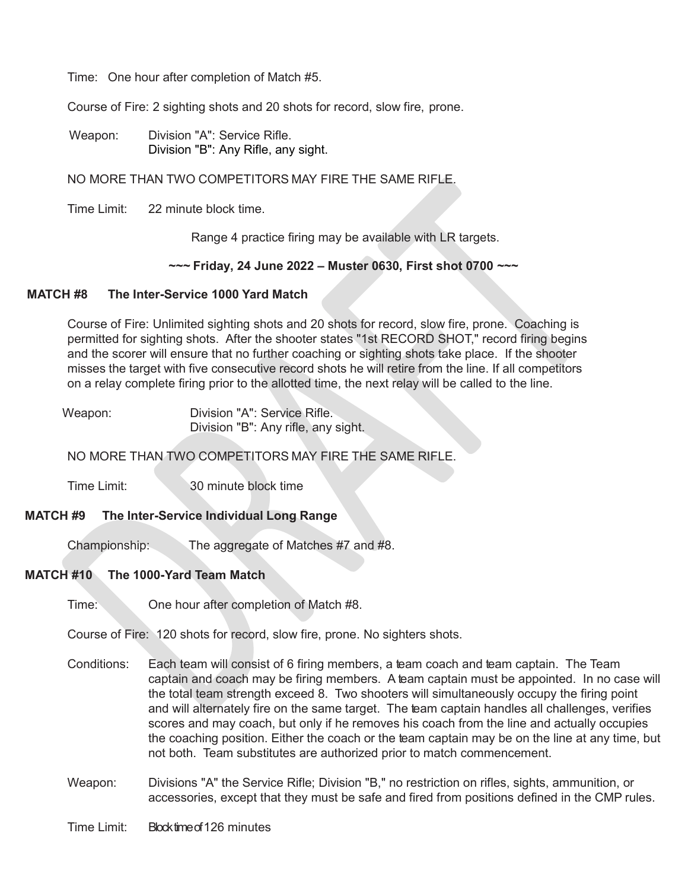Time: One hour after completion of Match #5.

Course of Fire: 2 sighting shots and 20 shots for record, slow fire, prone.

Weapon: Division "A": Service Rifle.
Division "B": Any Rifle, any sight.

NO MORE THAN TWO COMPETITORS MAY FIRE THE SAME RIFLE.

Time Limit: 22 minute block time.

Range 4 practice firing may be available with LR targets.

**~~~ Friday, 24 June 2022 – Muster 0630, First shot 0700 ~~~**

### MATCH #8 The Inter-Service 1000 Yard Match

Course of Fire: Unlimited sighting shots and 20 shots for record, slow fire, prone. Coaching is permitted for sighting shots. After the shooter states "1st RECORD SHOT," record firing begins and the scorer will ensure that no further coaching or sighting shots take place. If the shooter misses the target with five consecutive record shots he will retire from the line. If all competitors on a relay complete firing prior to the allotted time, the next relay will be called to the line.

Weapon: Division "A": Service Rifle.
Division "B": Any rifle, any sight.

NO MORE THAN TWO COMPETITORS MAY FIRE THE SAME RIFLE.

Time Limit: 30 minute block time

### MATCH #9 The Inter-Service Individual Long Range

Championship: The aggregate of Matches #7 and #8.

### MATCH #10 The 1000-Yard Team Match

Time: One hour after completion of Match #8.

Course of Fire: 120 shots for record, slow fire, prone. No sighters shots.

Conditions: Each team will consist of 6 firing members, a team coach and team captain. The Team captain and coach may be firing members. A team captain must be appointed. In no case will the total team strength exceed 8. Two shooters will simultaneously occupy the firing point and will alternately fire on the same target. The team captain handles all challenges, verifies scores and may coach, but only if he removes his coach from the line and actually occupies the coaching position. Either the coach or the team captain may be on the line at any time, but not both. Team substitutes are authorized prior to match commencement.

Weapon: Divisions "A" the Service Rifle; Division "B," no restriction on rifles, sights, ammunition, or accessories, except that they must be safe and fired from positions defined in the CMP rules.

Time Limit: Block time of 126 minutes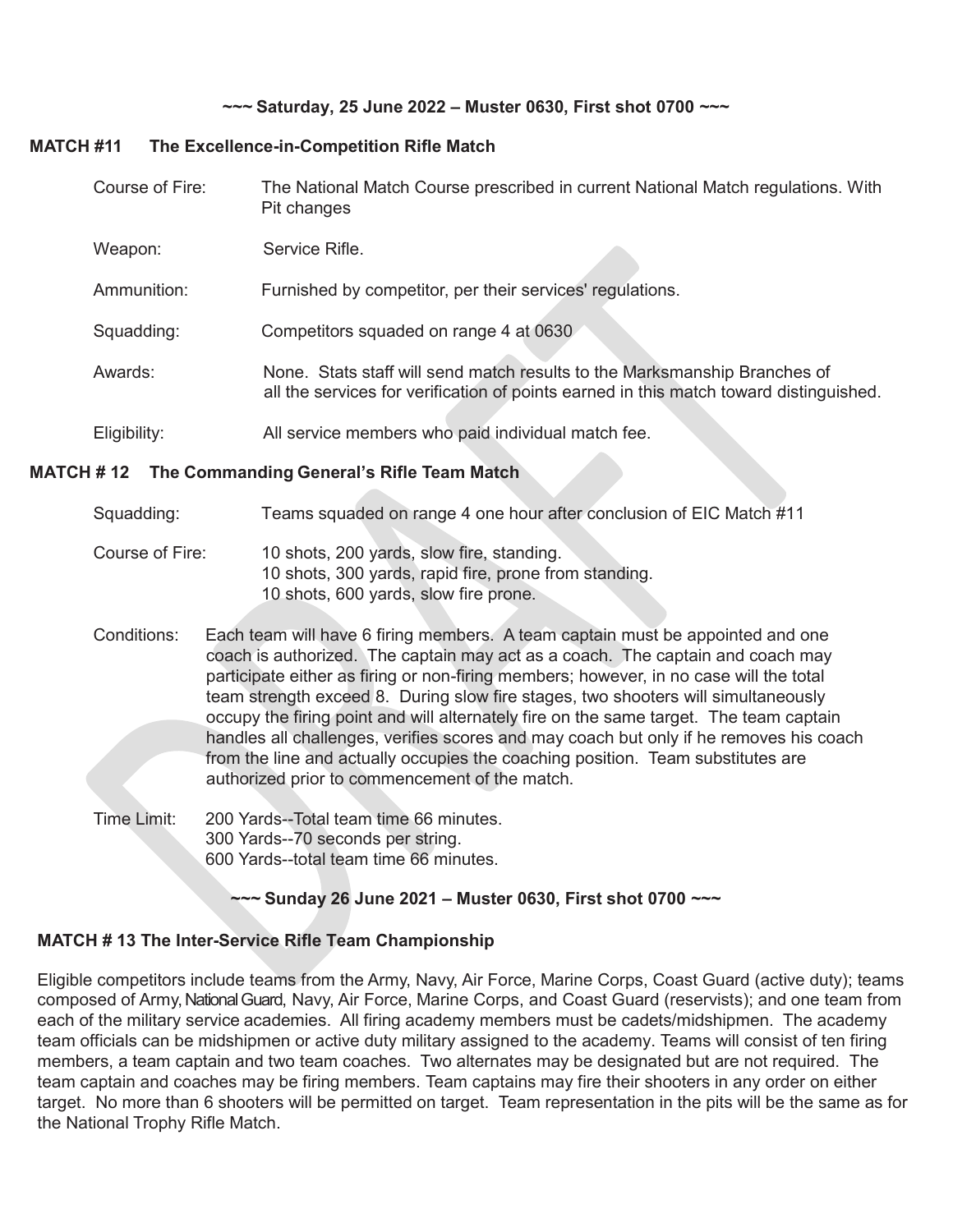**~~~ Saturday, 25 June 2022 – Muster 0630, First shot 0700 ~~~**

## MATCH #11 The Excellence-in-Competition Rifle Match

Course of Fire: The National Match Course prescribed in current National Match regulations. With Pit changes

Weapon: Service Rifle.

Ammunition: Furnished by competitor, per their services' regulations.

Squadding: Competitors squaded on range 4 at 0630

Awards: None. Stats staff will send match results to the Marksmanship Branches of all the services for verification of points earned in this match toward distinguished.

Eligibility: All service members who paid individual match fee.

## MATCH # 12 The Commanding General's Rifle Team Match

Squadding: Teams squaded on range 4 one hour after conclusion of EIC Match #11

Course of Fire: 10 shots, 200 yards, slow fire, standing.
10 shots, 300 yards, rapid fire, prone from standing.
10 shots, 600 yards, slow fire prone.

Conditions: Each team will have 6 firing members. A team captain must be appointed and one coach is authorized. The captain may act as a coach. The captain and coach may participate either as firing or non-firing members; however, in no case will the total team strength exceed 8. During slow fire stages, two shooters will simultaneously occupy the firing point and will alternately fire on the same target. The team captain handles all challenges, verifies scores and may coach but only if he removes his coach from the line and actually occupies the coaching position. Team substitutes are authorized prior to commencement of the match.

Time Limit: 200 Yards--Total team time 66 minutes.
300 Yards--70 seconds per string.
600 Yards--total team time 66 minutes.

**~~~ Sunday 26 June 2021 – Muster 0630, First shot 0700 ~~~**

## MATCH # 13 The Inter-Service Rifle Team Championship

Eligible competitors include teams from the Army, Navy, Air Force, Marine Corps, Coast Guard (active duty); teams composed of Army, National Guard, Navy, Air Force, Marine Corps, and Coast Guard (reservists); and one team from each of the military service academies. All firing academy members must be cadets/midshipmen. The academy team officials can be midshipmen or active duty military assigned to the academy. Teams will consist of ten firing members, a team captain and two team coaches. Two alternates may be designated but are not required. The team captain and coaches may be firing members. Team captains may fire their shooters in any order on either target. No more than 6 shooters will be permitted on target. Team representation in the pits will be the same as for the National Trophy Rifle Match.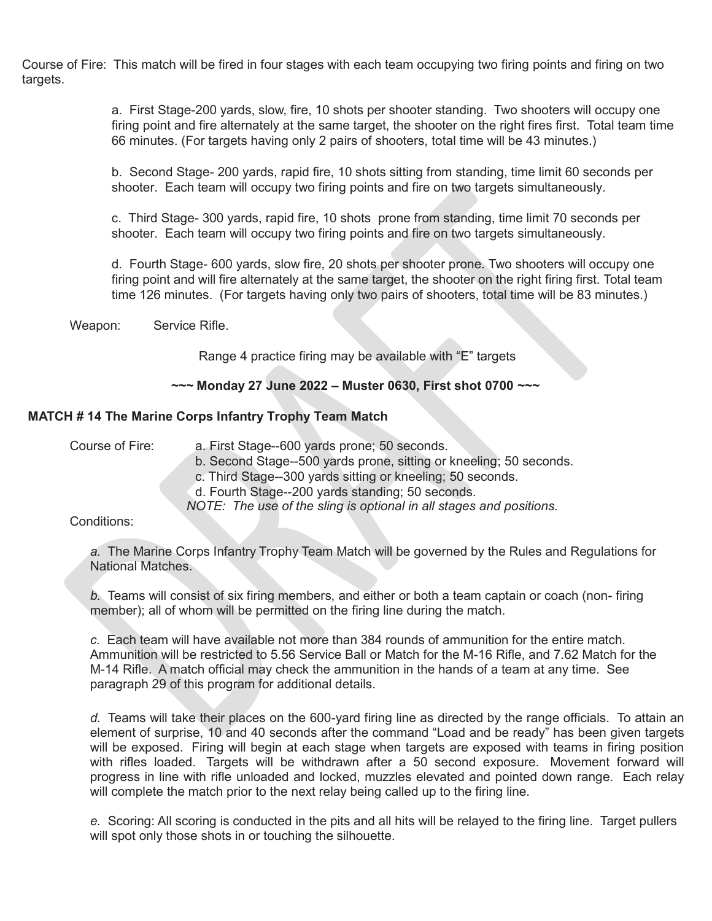Course of Fire: This match will be fired in four stages with each team occupying two firing points and firing on two targets.

a. First Stage-200 yards, slow, fire, 10 shots per shooter standing. Two shooters will occupy one firing point and fire alternately at the same target, the shooter on the right fires first. Total team time 66 minutes. (For targets having only 2 pairs of shooters, total time will be 43 minutes.)

b. Second Stage- 200 yards, rapid fire, 10 shots sitting from standing, time limit 60 seconds per shooter. Each team will occupy two firing points and fire on two targets simultaneously.

c. Third Stage- 300 yards, rapid fire, 10 shots prone from standing, time limit 70 seconds per shooter. Each team will occupy two firing points and fire on two targets simultaneously.

d. Fourth Stage- 600 yards, slow fire, 20 shots per shooter prone. Two shooters will occupy one firing point and will fire alternately at the same target, the shooter on the right firing first. Total team time 126 minutes. (For targets having only two pairs of shooters, total time will be 83 minutes.)

Weapon: Service Rifle.

Range 4 practice firing may be available with "E" targets

**~~~ Monday 27 June 2022 – Muster 0630, First shot 0700 ~~~**

**MATCH # 14 The Marine Corps Infantry Trophy Team Match**

Course of Fire:

a. First Stage--600 yards prone; 50 seconds.
b. Second Stage--500 yards prone, sitting or kneeling; 50 seconds.
c. Third Stage--300 yards sitting or kneeling; 50 seconds.
d. Fourth Stage--200 yards standing; 50 seconds.

*NOTE: The use of the sling is optional in all stages and positions.*

Conditions:

*a.* The Marine Corps Infantry Trophy Team Match will be governed by the Rules and Regulations for National Matches.

*b.* Teams will consist of six firing members, and either or both a team captain or coach (non- firing member); all of whom will be permitted on the firing line during the match.

*c.* Each team will have available not more than 384 rounds of ammunition for the entire match. Ammunition will be restricted to 5.56 Service Ball or Match for the M-16 Rifle, and 7.62 Match for the M-14 Rifle. A match official may check the ammunition in the hands of a team at any time. See paragraph 29 of this program for additional details.

*d.* Teams will take their places on the 600-yard firing line as directed by the range officials. To attain an element of surprise, 10 and 40 seconds after the command "Load and be ready" has been given targets will be exposed. Firing will begin at each stage when targets are exposed with teams in firing position with rifles loaded. Targets will be withdrawn after a 50 second exposure. Movement forward will progress in line with rifle unloaded and locked, muzzles elevated and pointed down range. Each relay will complete the match prior to the next relay being called up to the firing line.

*e.* Scoring: All scoring is conducted in the pits and all hits will be relayed to the firing line. Target pullers will spot only those shots in or touching the silhouette.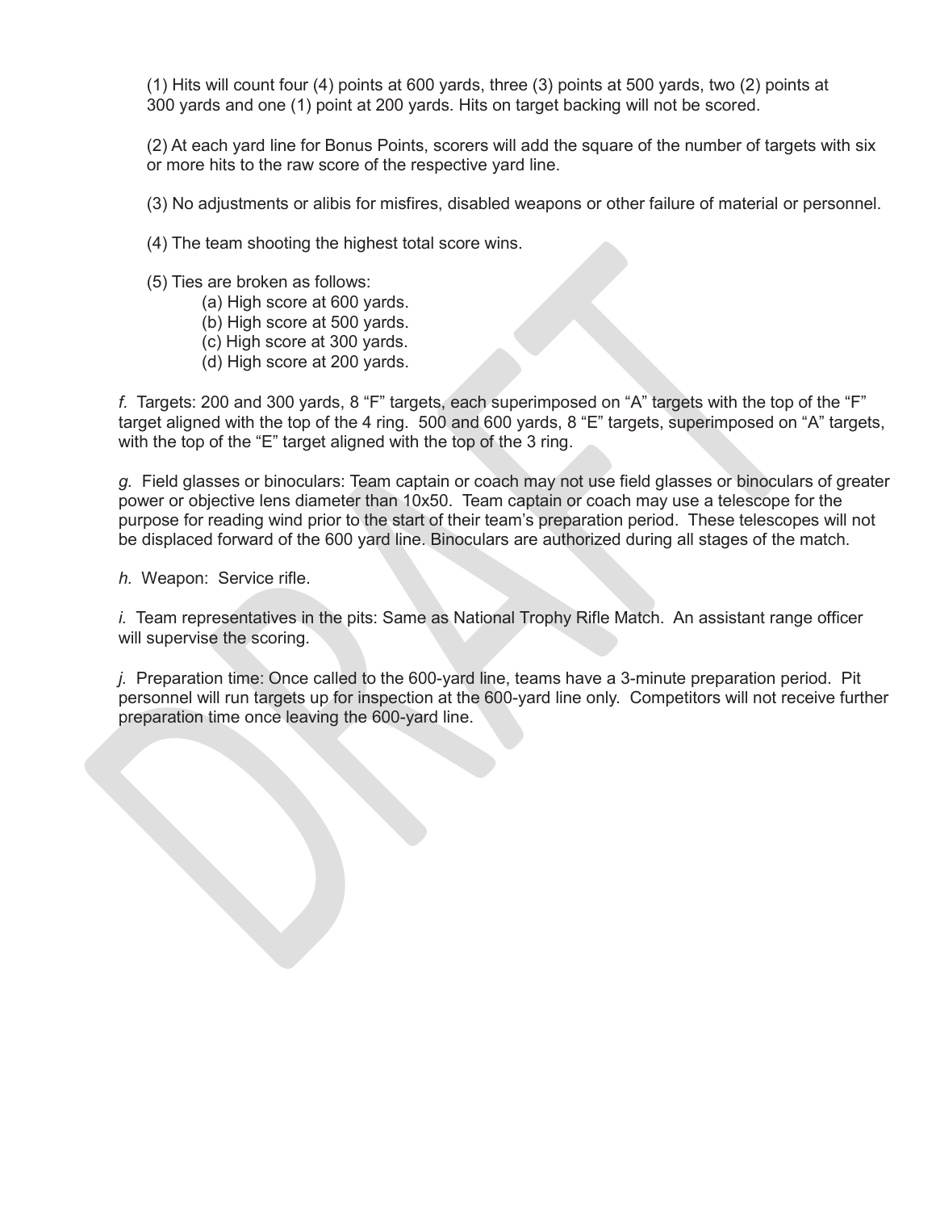(1) Hits will count four (4) points at 600 yards, three (3) points at 500 yards, two (2) points at 300 yards and one (1) point at 200 yards. Hits on target backing will not be scored.

(2) At each yard line for Bonus Points, scorers will add the square of the number of targets with six or more hits to the raw score of the respective yard line.

(3) No adjustments or alibis for misfires, disabled weapons or other failure of material or personnel.

(4) The team shooting the highest total score wins.

(5) Ties are broken as follows:

- (a) High score at 600 yards.
- (b) High score at 500 yards.
- (c) High score at 300 yards.
- (d) High score at 200 yards.

*f.* Targets: 200 and 300 yards, 8 "F" targets, each superimposed on "A" targets with the top of the "F" target aligned with the top of the 4 ring. 500 and 600 yards, 8 "E" targets, superimposed on "A" targets, with the top of the "E" target aligned with the top of the 3 ring.

*g.* Field glasses or binoculars: Team captain or coach may not use field glasses or binoculars of greater power or objective lens diameter than 10x50. Team captain or coach may use a telescope for the purpose for reading wind prior to the start of their team's preparation period. These telescopes will not be displaced forward of the 600 yard line. Binoculars are authorized during all stages of the match.

*h.* Weapon: Service rifle.

*i.* Team representatives in the pits: Same as National Trophy Rifle Match. An assistant range officer will supervise the scoring.

*j.* Preparation time: Once called to the 600-yard line, teams have a 3-minute preparation period. Pit personnel will run targets up for inspection at the 600-yard line only. Competitors will not receive further preparation time once leaving the 600-yard line.